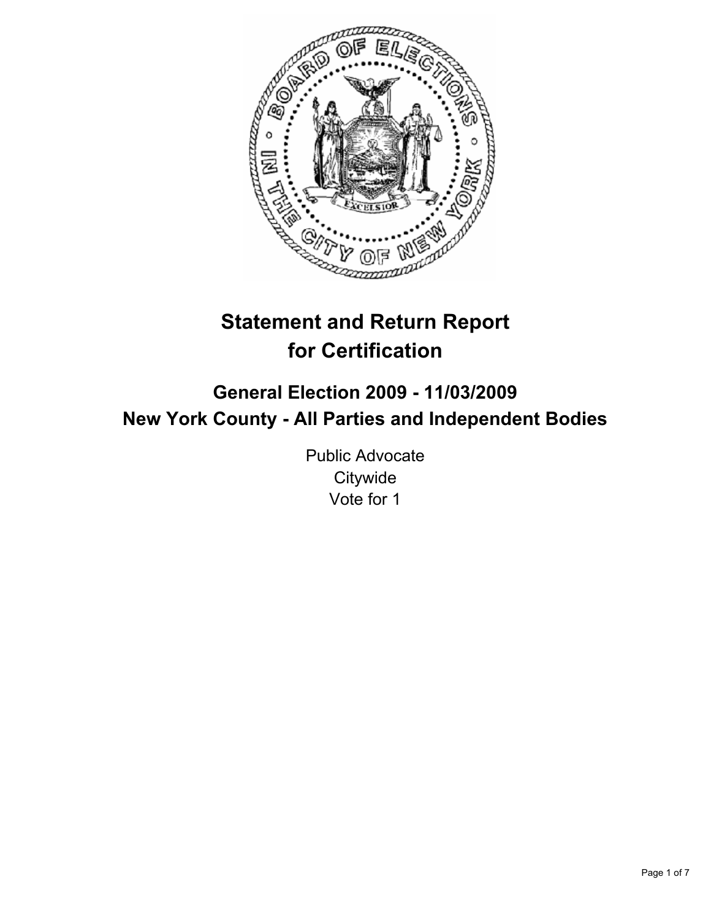# Statement and Return Report for Certification

## General Election 2009 - 11/03/2009
## New York County - All Parties and Independent Bodies

Public Advocate
Citywide
Vote for 1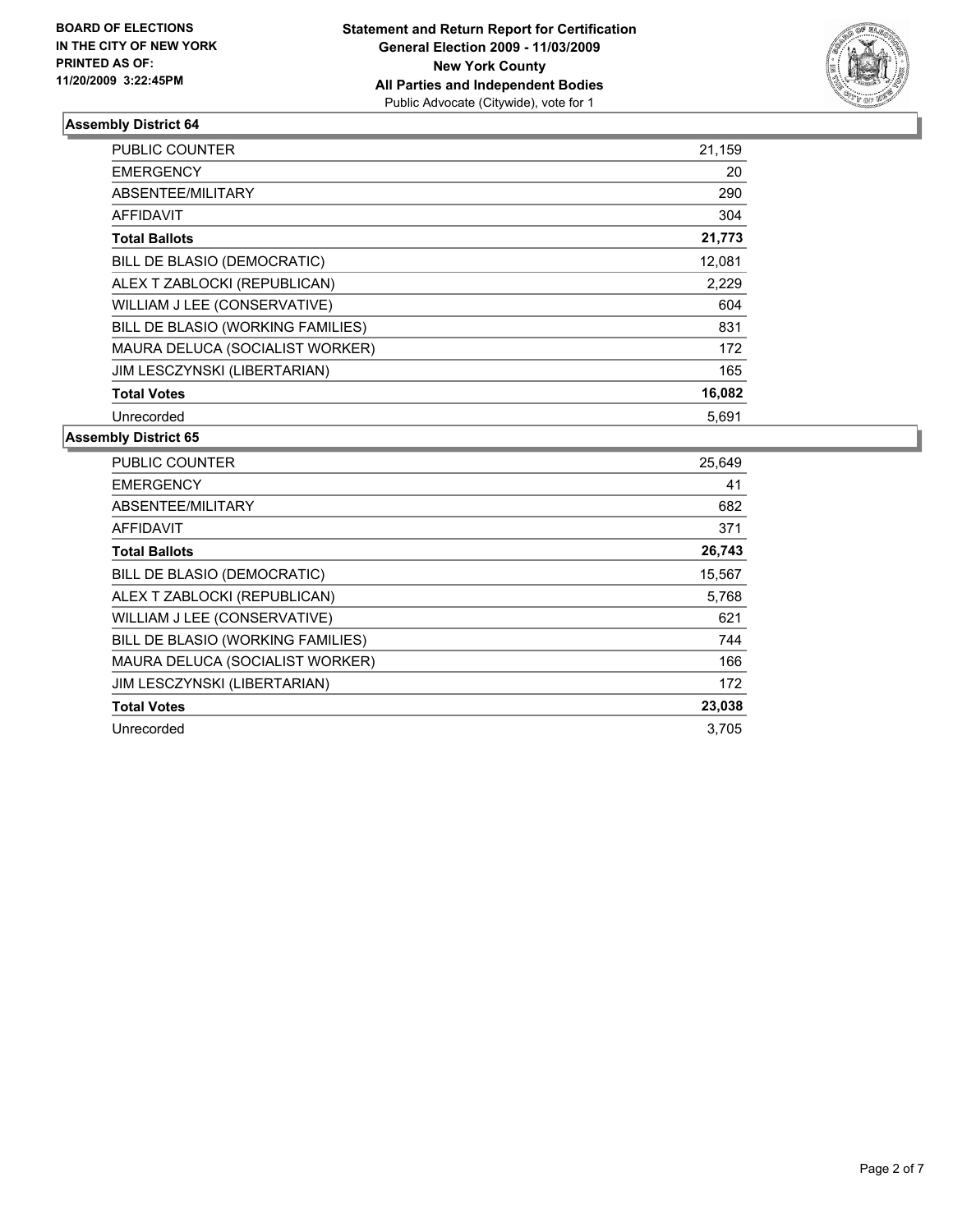**BOARD OF ELECTIONS IN THE CITY OF NEW YORK PRINTED AS OF: 11/20/2009 3:22:45PM**

**Statement and Return Report for Certification**
**General Election 2009 - 11/03/2009**
**New York County**
**All Parties and Independent Bodies**
Public Advocate (Citywide), vote for 1

### Assembly District 64

| | |
|---|---|
| PUBLIC COUNTER | 21,159 |
| EMERGENCY | 20 |
| ABSENTEE/MILITARY | 290 |
| AFFIDAVIT | 304 |
| **Total Ballots** | **21,773** |
| BILL DE BLASIO (DEMOCRATIC) | 12,081 |
| ALEX T ZABLOCKI (REPUBLICAN) | 2,229 |
| WILLIAM J LEE (CONSERVATIVE) | 604 |
| BILL DE BLASIO (WORKING FAMILIES) | 831 |
| MAURA DELUCA (SOCIALIST WORKER) | 172 |
| JIM LESCZYNSKI (LIBERTARIAN) | 165 |
| **Total Votes** | **16,082** |
| Unrecorded | 5,691 |

### Assembly District 65

| | |
|---|---|
| PUBLIC COUNTER | 25,649 |
| EMERGENCY | 41 |
| ABSENTEE/MILITARY | 682 |
| AFFIDAVIT | 371 |
| **Total Ballots** | **26,743** |
| BILL DE BLASIO (DEMOCRATIC) | 15,567 |
| ALEX T ZABLOCKI (REPUBLICAN) | 5,768 |
| WILLIAM J LEE (CONSERVATIVE) | 621 |
| BILL DE BLASIO (WORKING FAMILIES) | 744 |
| MAURA DELUCA (SOCIALIST WORKER) | 166 |
| JIM LESCZYNSKI (LIBERTARIAN) | 172 |
| **Total Votes** | **23,038** |
| Unrecorded | 3,705 |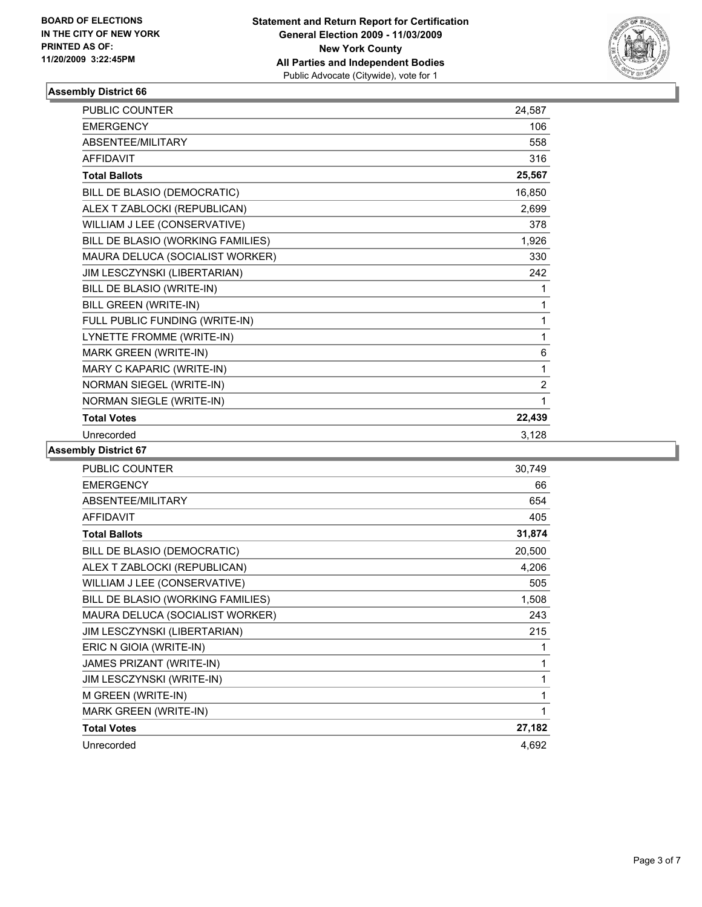BOARD OF ELECTIONS
IN THE CITY OF NEW YORK
PRINTED AS OF:
11/20/2009 3:22:45PM

**Statement and Return Report for Certification**
**General Election 2009 - 11/03/2009**
**New York County**
**All Parties and Independent Bodies**
Public Advocate (Citywide), vote for 1

## Assembly District 66

| | |
|---|---|
| PUBLIC COUNTER | 24,587 |
| EMERGENCY | 106 |
| ABSENTEE/MILITARY | 558 |
| AFFIDAVIT | 316 |
| **Total Ballots** | **25,567** |
| BILL DE BLASIO (DEMOCRATIC) | 16,850 |
| ALEX T ZABLOCKI (REPUBLICAN) | 2,699 |
| WILLIAM J LEE (CONSERVATIVE) | 378 |
| BILL DE BLASIO (WORKING FAMILIES) | 1,926 |
| MAURA DELUCA (SOCIALIST WORKER) | 330 |
| JIM LESCZYNSKI (LIBERTARIAN) | 242 |
| BILL DE BLASIO (WRITE-IN) | 1 |
| BILL GREEN (WRITE-IN) | 1 |
| FULL PUBLIC FUNDING (WRITE-IN) | 1 |
| LYNETTE FROMME (WRITE-IN) | 1 |
| MARK GREEN (WRITE-IN) | 6 |
| MARY C KAPARIC (WRITE-IN) | 1 |
| NORMAN SIEGEL (WRITE-IN) | 2 |
| NORMAN SIEGLE (WRITE-IN) | 1 |
| **Total Votes** | **22,439** |
| Unrecorded | 3,128 |

## Assembly District 67

| | |
|---|---|
| PUBLIC COUNTER | 30,749 |
| EMERGENCY | 66 |
| ABSENTEE/MILITARY | 654 |
| AFFIDAVIT | 405 |
| **Total Ballots** | **31,874** |
| BILL DE BLASIO (DEMOCRATIC) | 20,500 |
| ALEX T ZABLOCKI (REPUBLICAN) | 4,206 |
| WILLIAM J LEE (CONSERVATIVE) | 505 |
| BILL DE BLASIO (WORKING FAMILIES) | 1,508 |
| MAURA DELUCA (SOCIALIST WORKER) | 243 |
| JIM LESCZYNSKI (LIBERTARIAN) | 215 |
| ERIC N GIOIA (WRITE-IN) | 1 |
| JAMES PRIZANT (WRITE-IN) | 1 |
| JIM LESCZYNSKI (WRITE-IN) | 1 |
| M GREEN (WRITE-IN) | 1 |
| MARK GREEN (WRITE-IN) | 1 |
| **Total Votes** | **27,182** |
| Unrecorded | 4,692 |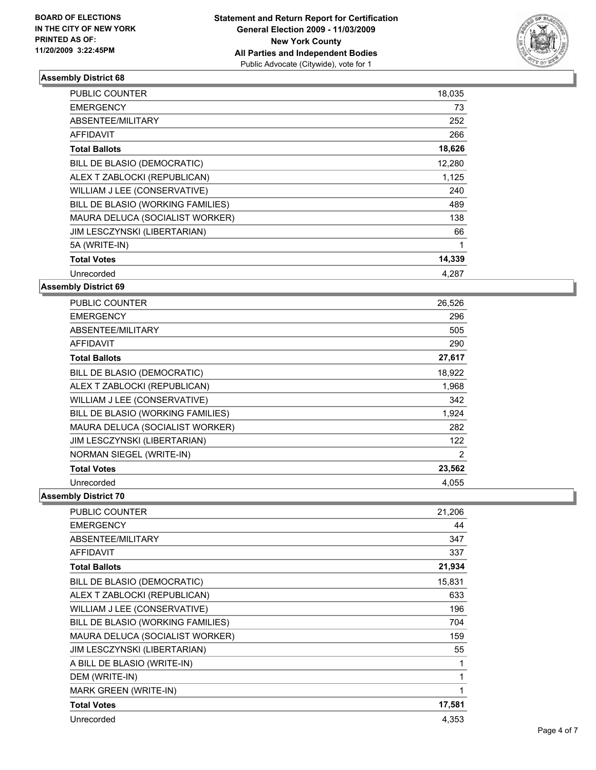BOARD OF ELECTIONS
IN THE CITY OF NEW YORK
PRINTED AS OF:
11/20/2009 3:22:45PM

**Statement and Return Report for Certification**
**General Election 2009 - 11/03/2009**
**New York County**
**All Parties and Independent Bodies**
Public Advocate (Citywide), vote for 1

### Assembly District 68

| | |
|---|---|
| PUBLIC COUNTER | 18,035 |
| EMERGENCY | 73 |
| ABSENTEE/MILITARY | 252 |
| AFFIDAVIT | 266 |
| **Total Ballots** | **18,626** |
| BILL DE BLASIO (DEMOCRATIC) | 12,280 |
| ALEX T ZABLOCKI (REPUBLICAN) | 1,125 |
| WILLIAM J LEE (CONSERVATIVE) | 240 |
| BILL DE BLASIO (WORKING FAMILIES) | 489 |
| MAURA DELUCA (SOCIALIST WORKER) | 138 |
| JIM LESCZYNSKI (LIBERTARIAN) | 66 |
| 5A (WRITE-IN) | 1 |
| **Total Votes** | **14,339** |
| Unrecorded | 4,287 |

### Assembly District 69

| | |
|---|---|
| PUBLIC COUNTER | 26,526 |
| EMERGENCY | 296 |
| ABSENTEE/MILITARY | 505 |
| AFFIDAVIT | 290 |
| **Total Ballots** | **27,617** |
| BILL DE BLASIO (DEMOCRATIC) | 18,922 |
| ALEX T ZABLOCKI (REPUBLICAN) | 1,968 |
| WILLIAM J LEE (CONSERVATIVE) | 342 |
| BILL DE BLASIO (WORKING FAMILIES) | 1,924 |
| MAURA DELUCA (SOCIALIST WORKER) | 282 |
| JIM LESCZYNSKI (LIBERTARIAN) | 122 |
| NORMAN SIEGEL (WRITE-IN) | 2 |
| **Total Votes** | **23,562** |
| Unrecorded | 4,055 |

### Assembly District 70

| | |
|---|---|
| PUBLIC COUNTER | 21,206 |
| EMERGENCY | 44 |
| ABSENTEE/MILITARY | 347 |
| AFFIDAVIT | 337 |
| **Total Ballots** | **21,934** |
| BILL DE BLASIO (DEMOCRATIC) | 15,831 |
| ALEX T ZABLOCKI (REPUBLICAN) | 633 |
| WILLIAM J LEE (CONSERVATIVE) | 196 |
| BILL DE BLASIO (WORKING FAMILIES) | 704 |
| MAURA DELUCA (SOCIALIST WORKER) | 159 |
| JIM LESCZYNSKI (LIBERTARIAN) | 55 |
| A BILL DE BLASIO (WRITE-IN) | 1 |
| DEM (WRITE-IN) | 1 |
| MARK GREEN (WRITE-IN) | 1 |
| **Total Votes** | **17,581** |
| Unrecorded | 4,353 |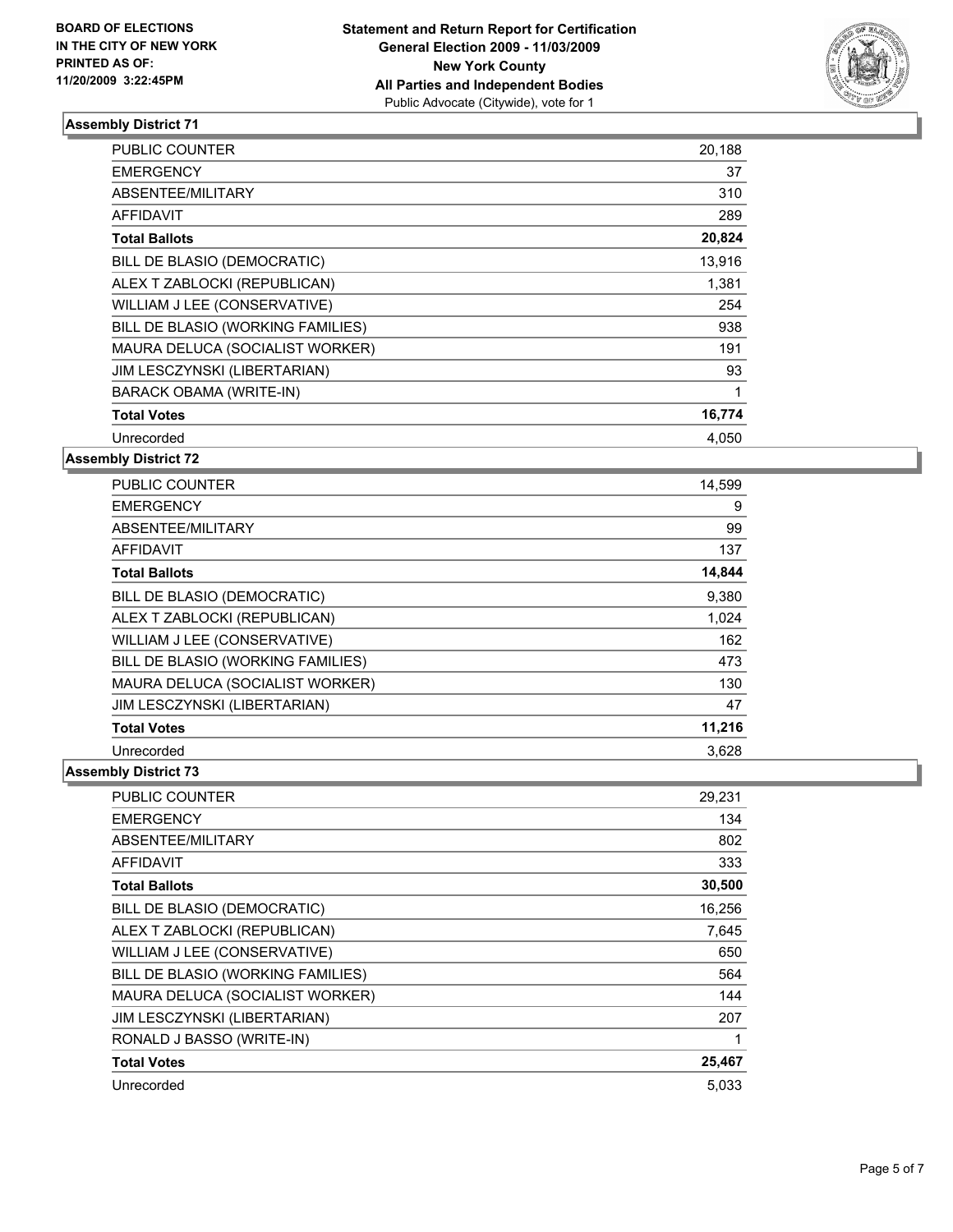BOARD OF ELECTIONS
IN THE CITY OF NEW YORK
PRINTED AS OF:
11/20/2009 3:22:45PM

**Statement and Return Report for Certification**
**General Election 2009 - 11/03/2009**
**New York County**
**All Parties and Independent Bodies**
Public Advocate (Citywide), vote for 1

### Assembly District 71

| | |
|---|---|
| PUBLIC COUNTER | 20,188 |
| EMERGENCY | 37 |
| ABSENTEE/MILITARY | 310 |
| AFFIDAVIT | 289 |
| **Total Ballots** | **20,824** |
| BILL DE BLASIO (DEMOCRATIC) | 13,916 |
| ALEX T ZABLOCKI (REPUBLICAN) | 1,381 |
| WILLIAM J LEE (CONSERVATIVE) | 254 |
| BILL DE BLASIO (WORKING FAMILIES) | 938 |
| MAURA DELUCA (SOCIALIST WORKER) | 191 |
| JIM LESCZYNSKI (LIBERTARIAN) | 93 |
| BARACK OBAMA (WRITE-IN) | 1 |
| **Total Votes** | **16,774** |
| Unrecorded | 4,050 |

### Assembly District 72

| | |
|---|---|
| PUBLIC COUNTER | 14,599 |
| EMERGENCY | 9 |
| ABSENTEE/MILITARY | 99 |
| AFFIDAVIT | 137 |
| **Total Ballots** | **14,844** |
| BILL DE BLASIO (DEMOCRATIC) | 9,380 |
| ALEX T ZABLOCKI (REPUBLICAN) | 1,024 |
| WILLIAM J LEE (CONSERVATIVE) | 162 |
| BILL DE BLASIO (WORKING FAMILIES) | 473 |
| MAURA DELUCA (SOCIALIST WORKER) | 130 |
| JIM LESCZYNSKI (LIBERTARIAN) | 47 |
| **Total Votes** | **11,216** |
| Unrecorded | 3,628 |

### Assembly District 73

| | |
|---|---|
| PUBLIC COUNTER | 29,231 |
| EMERGENCY | 134 |
| ABSENTEE/MILITARY | 802 |
| AFFIDAVIT | 333 |
| **Total Ballots** | **30,500** |
| BILL DE BLASIO (DEMOCRATIC) | 16,256 |
| ALEX T ZABLOCKI (REPUBLICAN) | 7,645 |
| WILLIAM J LEE (CONSERVATIVE) | 650 |
| BILL DE BLASIO (WORKING FAMILIES) | 564 |
| MAURA DELUCA (SOCIALIST WORKER) | 144 |
| JIM LESCZYNSKI (LIBERTARIAN) | 207 |
| RONALD J BASSO (WRITE-IN) | 1 |
| **Total Votes** | **25,467** |
| Unrecorded | 5,033 |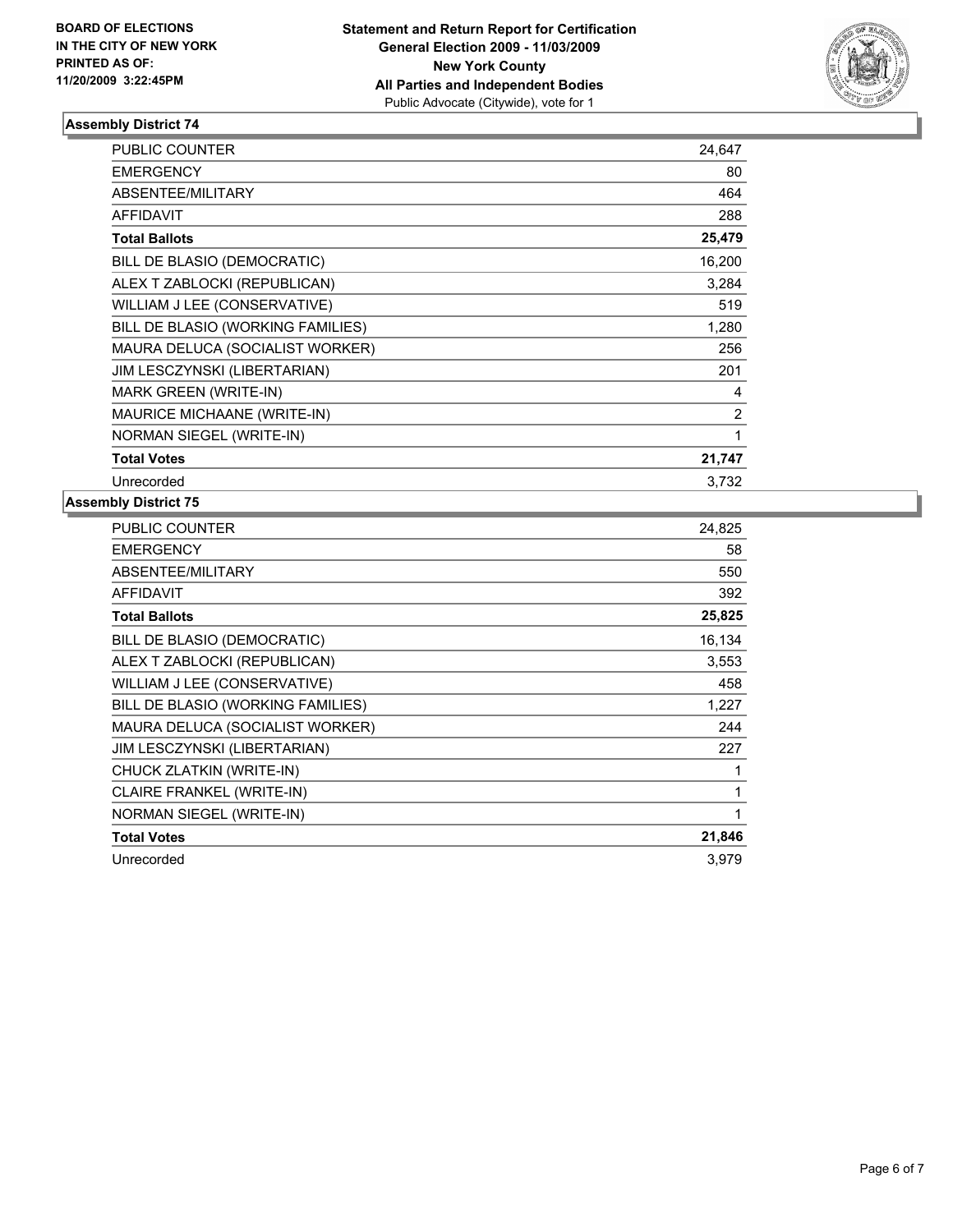**BOARD OF ELECTIONS IN THE CITY OF NEW YORK PRINTED AS OF: 11/20/2009 3:22:45PM**

**Statement and Return Report for Certification General Election 2009 - 11/03/2009 New York County All Parties and Independent Bodies**
Public Advocate (Citywide), vote for 1

## Assembly District 74

| | |
|---|---|
| PUBLIC COUNTER | 24,647 |
| EMERGENCY | 80 |
| ABSENTEE/MILITARY | 464 |
| AFFIDAVIT | 288 |
| **Total Ballots** | **25,479** |
| BILL DE BLASIO (DEMOCRATIC) | 16,200 |
| ALEX T ZABLOCKI (REPUBLICAN) | 3,284 |
| WILLIAM J LEE (CONSERVATIVE) | 519 |
| BILL DE BLASIO (WORKING FAMILIES) | 1,280 |
| MAURA DELUCA (SOCIALIST WORKER) | 256 |
| JIM LESCZYNSKI (LIBERTARIAN) | 201 |
| MARK GREEN (WRITE-IN) | 4 |
| MAURICE MICHAANE (WRITE-IN) | 2 |
| NORMAN SIEGEL (WRITE-IN) | 1 |
| **Total Votes** | **21,747** |
| Unrecorded | 3,732 |

## Assembly District 75

| | |
|---|---|
| PUBLIC COUNTER | 24,825 |
| EMERGENCY | 58 |
| ABSENTEE/MILITARY | 550 |
| AFFIDAVIT | 392 |
| **Total Ballots** | **25,825** |
| BILL DE BLASIO (DEMOCRATIC) | 16,134 |
| ALEX T ZABLOCKI (REPUBLICAN) | 3,553 |
| WILLIAM J LEE (CONSERVATIVE) | 458 |
| BILL DE BLASIO (WORKING FAMILIES) | 1,227 |
| MAURA DELUCA (SOCIALIST WORKER) | 244 |
| JIM LESCZYNSKI (LIBERTARIAN) | 227 |
| CHUCK ZLATKIN (WRITE-IN) | 1 |
| CLAIRE FRANKEL (WRITE-IN) | 1 |
| NORMAN SIEGEL (WRITE-IN) | 1 |
| **Total Votes** | **21,846** |
| Unrecorded | 3,979 |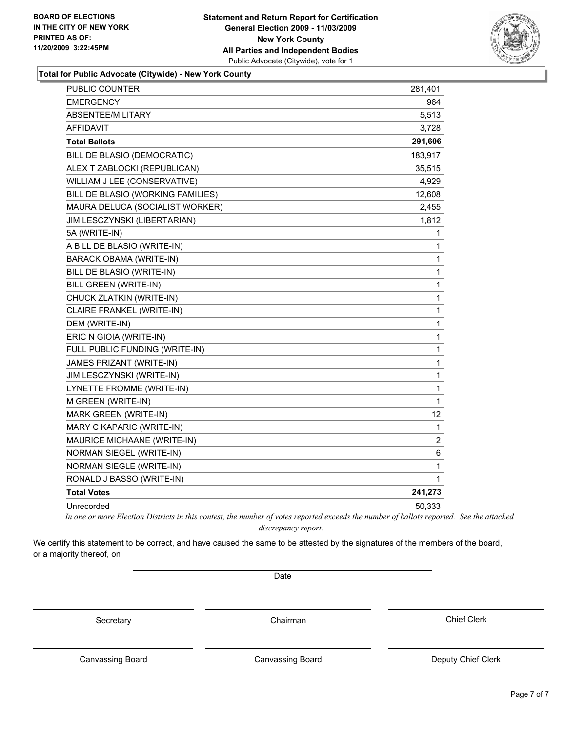**BOARD OF ELECTIONS IN THE CITY OF NEW YORK PRINTED AS OF: 11/20/2009 3:22:45PM**

**Statement and Return Report for Certification**
**General Election 2009 - 11/03/2009**
**New York County**
**All Parties and Independent Bodies**
Public Advocate (Citywide), vote for 1

**Total for Public Advocate (Citywide) - New York County**

| | |
|---|---|
| PUBLIC COUNTER | 281,401 |
| EMERGENCY | 964 |
| ABSENTEE/MILITARY | 5,513 |
| AFFIDAVIT | 3,728 |
| **Total Ballots** | **291,606** |
| BILL DE BLASIO (DEMOCRATIC) | 183,917 |
| ALEX T ZABLOCKI (REPUBLICAN) | 35,515 |
| WILLIAM J LEE (CONSERVATIVE) | 4,929 |
| BILL DE BLASIO (WORKING FAMILIES) | 12,608 |
| MAURA DELUCA (SOCIALIST WORKER) | 2,455 |
| JIM LESCZYNSKI (LIBERTARIAN) | 1,812 |
| 5A (WRITE-IN) | 1 |
| A BILL DE BLASIO (WRITE-IN) | 1 |
| BARACK OBAMA (WRITE-IN) | 1 |
| BILL DE BLASIO (WRITE-IN) | 1 |
| BILL GREEN (WRITE-IN) | 1 |
| CHUCK ZLATKIN (WRITE-IN) | 1 |
| CLAIRE FRANKEL (WRITE-IN) | 1 |
| DEM (WRITE-IN) | 1 |
| ERIC N GIOIA (WRITE-IN) | 1 |
| FULL PUBLIC FUNDING (WRITE-IN) | 1 |
| JAMES PRIZANT (WRITE-IN) | 1 |
| JIM LESCZYNSKI (WRITE-IN) | 1 |
| LYNETTE FROMME (WRITE-IN) | 1 |
| M GREEN (WRITE-IN) | 1 |
| MARK GREEN (WRITE-IN) | 12 |
| MARY C KAPARIC (WRITE-IN) | 1 |
| MAURICE MICHAANE (WRITE-IN) | 2 |
| NORMAN SIEGEL (WRITE-IN) | 6 |
| NORMAN SIEGLE (WRITE-IN) | 1 |
| RONALD J BASSO (WRITE-IN) | 1 |
| **Total Votes** | **241,273** |
| Unrecorded | 50,333 |

*In one or more Election Districts in this contest, the number of votes reported exceeds the number of ballots reported. See the attached discrepancy report.*

We certify this statement to be correct, and have caused the same to be attested by the signatures of the members of the board, or a majority thereof, on

Date

Secretary | Chairman | Chief Clerk

Canvassing Board | Canvassing Board | Deputy Chief Clerk